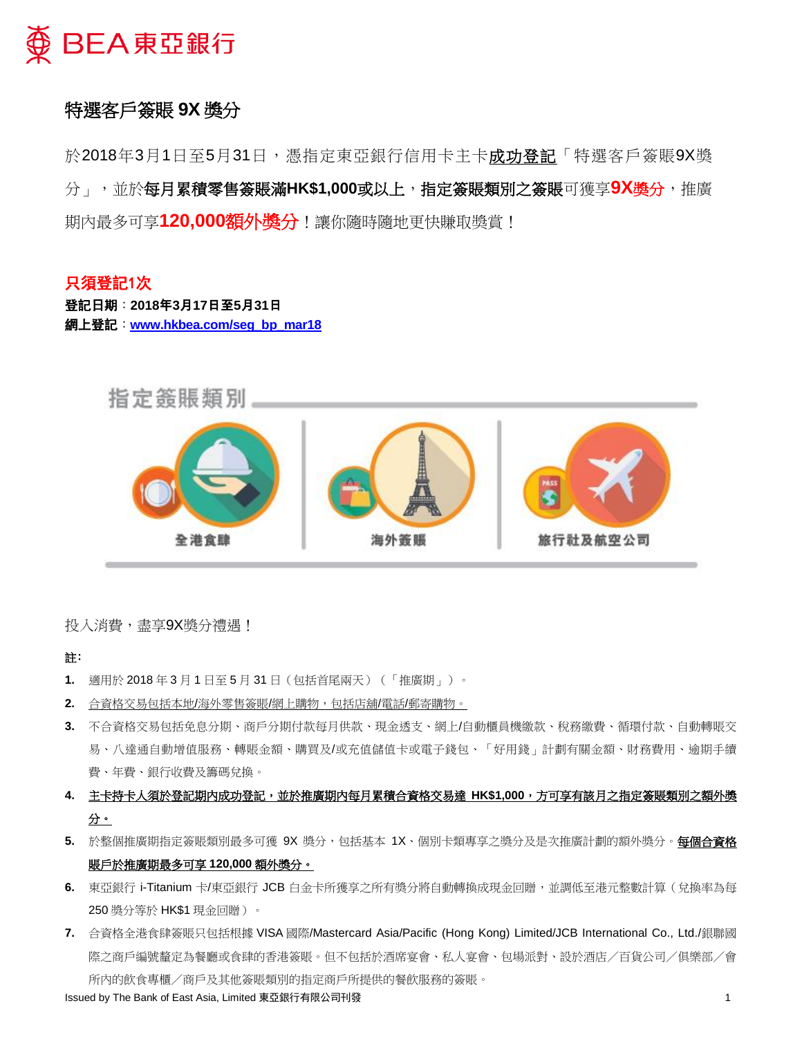# 特選客戶簽賬 9X 獎分

於2018年3月1日至5月31日，憑指定東亞銀行信用卡主卡成功登記「特選客戶簽賬9X獎分」，並於**每月累積零售簽賬滿HK$1,000或以上，指定簽賬類別之簽賬**可獲享**9X獎分**，推廣期內最多可享**120,000額外獎分**！讓你隨時隨地更快賺取獎賞！

**只須登記1次**

**登記日期**：**2018年3月17日至5月31日**

**網上登記**：**www.hkbea.com/seg_bp_mar18**

指定簽賬類別

全港食肆 | 海外簽賬 | 旅行社及航空公司

投入消費，盡享9X獎分禮遇！

**註：**

1. 適用於 2018 年 3 月 1 日至 5 月 31 日（包括首尾兩天）（「推廣期」）。
2. 合資格交易包括本地/海外零售簽賬/網上購物，包括店舖/電話/郵寄購物。
3. 不合資格交易包括免息分期、商戶分期付款每月供款、現金透支、網上/自動櫃員機繳款、稅務繳費、循環付款、自動轉賬交易、八達通自動增值服務、轉賬金額、購買及/或充值儲值卡或電子錢包、「好用錢」計劃有關金額、財務費用、逾期手續費、年費、銀行收費及籌碼兌換。
4. **主卡持卡人須於登記期內成功登記，並於推廣期內每月累積合資格交易達 HK$1,000，方可享有該月之指定簽賬類別之額外獎分。**
5. 於整個推廣期指定簽賬類別最多可獲 9X 獎分，包括基本 1X、個別卡類專享之獎分及是次推廣計劃的額外獎分。**每個合資格賬戶於推廣期最多可享 120,000 額外獎分。**
6. 東亞銀行 i-Titanium 卡/東亞銀行 JCB 白金卡所獲享之所有獎分將自動轉換成現金回贈，並調低至港元整數計算（兌換率為每 250 獎分等於 HK$1 現金回贈）。
7. 合資格全港食肆簽賬只包括根據 VISA 國際/Mastercard Asia/Pacific (Hong Kong) Limited/JCB International Co., Ltd./銀聯國際之商戶編號釐定為餐廳或食肆的香港簽賬。但不包括於酒席宴會、私人宴會、包場派對、設於酒店／百貨公司／俱樂部／會所內的飲食專櫃／商戶及其他簽賬類別的指定商戶所提供的餐飲服務的簽賬。

Issued by The Bank of East Asia, Limited 東亞銀行有限公司刊發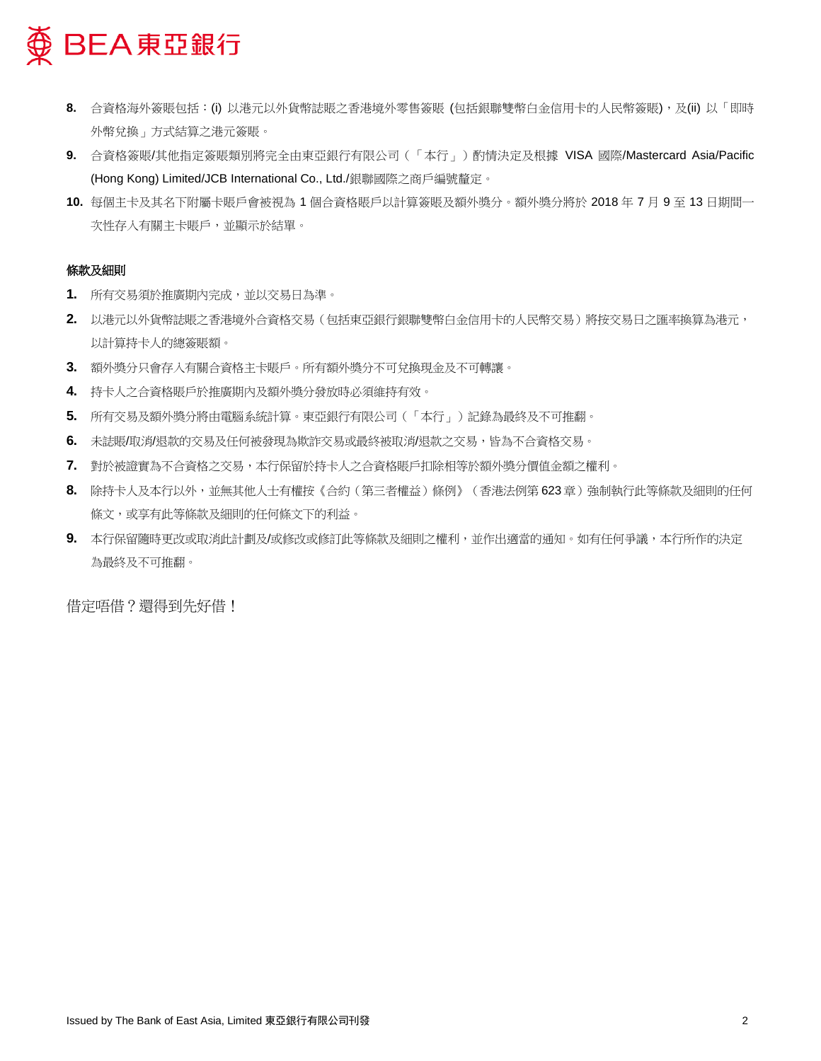8. 合資格海外簽賬包括：(i) 以港元以外貨幣誌賬之香港境外零售簽賬 (包括銀聯雙幣白金信用卡的人民幣簽賬)，及(ii) 以「即時外幣兌換」方式結算之港元簽賬。
9. 合資格簽賬/其他指定簽賬類別將完全由東亞銀行有限公司（「本行」）酌情決定及根據 VISA 國際/Mastercard Asia/Pacific (Hong Kong) Limited/JCB International Co., Ltd./銀聯國際之商戶編號釐定。
10. 每個主卡及其名下附屬卡賬戶會被視為 1 個合資格賬戶以計算簽賬及額外獎分。額外獎分將於 2018 年 7 月 9 至 13 日期間一次性存入有關主卡賬戶，並顯示於結單。

**條款及細則**

1. 所有交易須於推廣期內完成，並以交易日為準。
2. 以港元以外貨幣誌賬之香港境外合資格交易（包括東亞銀行銀聯雙幣白金信用卡的人民幣交易）將按交易日之匯率換算為港元，以計算持卡人的總簽賬額。
3. 額外獎分只會存入有關合資格主卡賬戶。所有額外獎分不可兌換現金及不可轉讓。
4. 持卡人之合資格賬戶於推廣期內及額外獎分發放時必須維持有效。
5. 所有交易及額外獎分將由電腦系統計算。東亞銀行有限公司（「本行」）記錄為最終及不可推翻。
6. 未誌賬/取消/退款的交易及任何被發現為欺詐交易或最終被取消/退款之交易，皆為不合資格交易。
7. 對於被證實為不合資格之交易，本行保留於持卡人之合資格賬戶扣除相等於額外獎分價值金額之權利。
8. 除持卡人及本行以外，並無其他人士有權按《合約（第三者權益）條例》（香港法例第 623 章）強制執行此等條款及細則的任何條文，或享有此等條款及細則的任何條文下的利益。
9. 本行保留隨時更改或取消此計劃及/或修改或修訂此等條款及細則之權利，並作出適當的通知。如有任何爭議，本行所作的決定為最終及不可推翻。

借定唔借？還得到先好借！

Issued by The Bank of East Asia, Limited **東亞銀行有限公司刊發**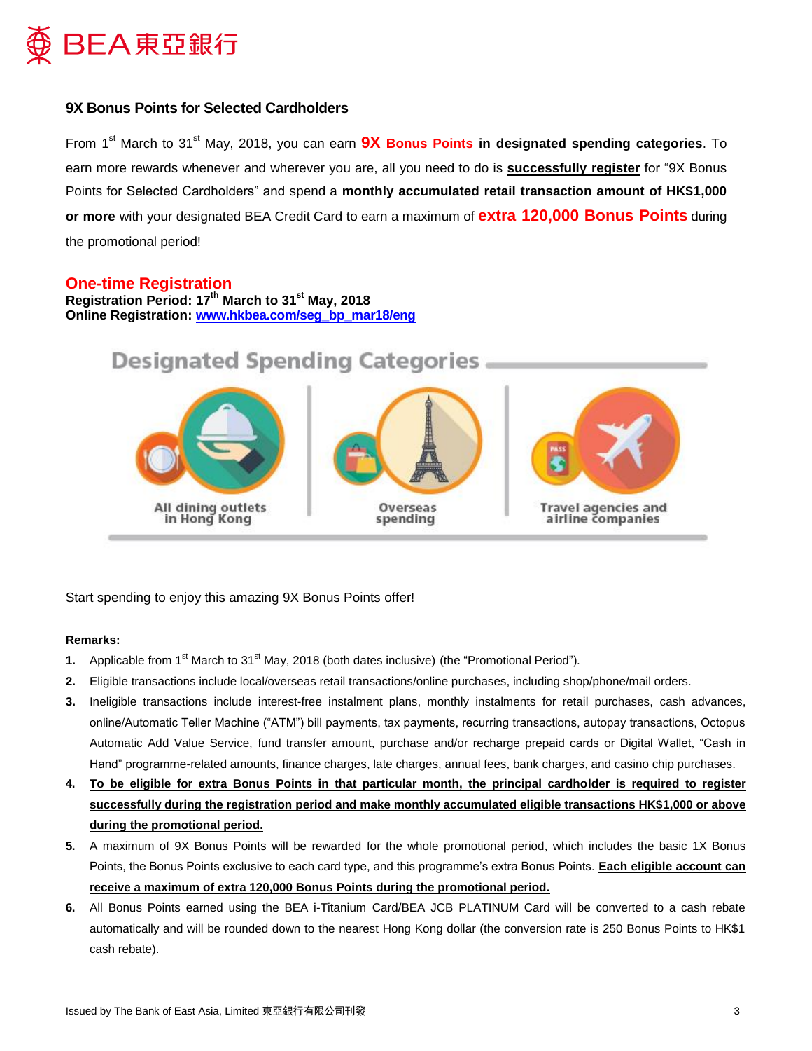## 9X Bonus Points for Selected Cardholders

From 1st March to 31st May, 2018, you can earn **9X Bonus Points in designated spending categories**. To earn more rewards whenever and wherever you are, all you need to do is **successfully register** for "9X Bonus Points for Selected Cardholders" and spend a **monthly accumulated retail transaction amount of HK$1,000 or more** with your designated BEA Credit Card to earn a maximum of **extra 120,000 Bonus Points** during the promotional period!

### One-time Registration

**Registration Period: 17th March to 31st May, 2018**
**Online Registration: www.hkbea.com/seg_bp_mar18/eng**

**Designated Spending Categories**

- All dining outlets in Hong Kong
- Overseas spending
- Travel agencies and airline companies

Start spending to enjoy this amazing 9X Bonus Points offer!

**Remarks:**

1. Applicable from 1st March to 31st May, 2018 (both dates inclusive) (the "Promotional Period").
2. Eligible transactions include local/overseas retail transactions/online purchases, including shop/phone/mail orders.
3. Ineligible transactions include interest-free instalment plans, monthly instalments for retail purchases, cash advances, online/Automatic Teller Machine ("ATM") bill payments, tax payments, recurring transactions, autopay transactions, Octopus Automatic Add Value Service, fund transfer amount, purchase and/or recharge prepaid cards or Digital Wallet, "Cash in Hand" programme-related amounts, finance charges, late charges, annual fees, bank charges, and casino chip purchases.
4. **To be eligible for extra Bonus Points in that particular month, the principal cardholder is required to register successfully during the registration period and make monthly accumulated eligible transactions HK$1,000 or above during the promotional period.**
5. A maximum of 9X Bonus Points will be rewarded for the whole promotional period, which includes the basic 1X Bonus Points, the Bonus Points exclusive to each card type, and this programme's extra Bonus Points. **Each eligible account can receive a maximum of extra 120,000 Bonus Points during the promotional period.**
6. All Bonus Points earned using the BEA i-Titanium Card/BEA JCB PLATINUM Card will be converted to a cash rebate automatically and will be rounded down to the nearest Hong Kong dollar (the conversion rate is 250 Bonus Points to HK$1 cash rebate).

Issued by The Bank of East Asia, Limited 東亞銀行有限公司刊發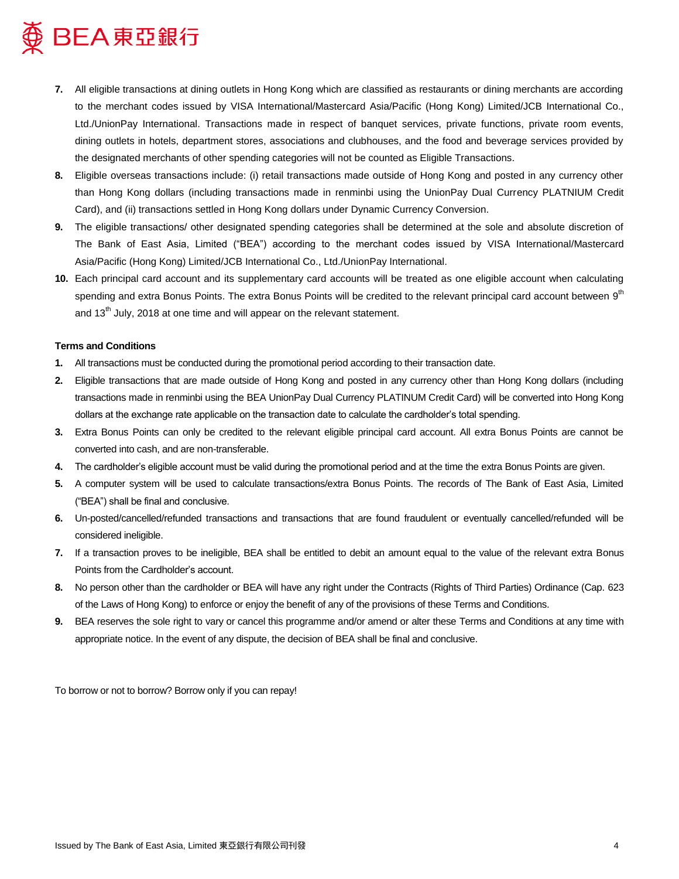7. All eligible transactions at dining outlets in Hong Kong which are classified as restaurants or dining merchants are according to the merchant codes issued by VISA International/Mastercard Asia/Pacific (Hong Kong) Limited/JCB International Co., Ltd./UnionPay International. Transactions made in respect of banquet services, private functions, private room events, dining outlets in hotels, department stores, associations and clubhouses, and the food and beverage services provided by the designated merchants of other spending categories will not be counted as Eligible Transactions.
8. Eligible overseas transactions include: (i) retail transactions made outside of Hong Kong and posted in any currency other than Hong Kong dollars (including transactions made in renminbi using the UnionPay Dual Currency PLATNIUM Credit Card), and (ii) transactions settled in Hong Kong dollars under Dynamic Currency Conversion.
9. The eligible transactions/ other designated spending categories shall be determined at the sole and absolute discretion of The Bank of East Asia, Limited ("BEA") according to the merchant codes issued by VISA International/Mastercard Asia/Pacific (Hong Kong) Limited/JCB International Co., Ltd./UnionPay International.
10. Each principal card account and its supplementary card accounts will be treated as one eligible account when calculating spending and extra Bonus Points. The extra Bonus Points will be credited to the relevant principal card account between 9th and 13th July, 2018 at one time and will appear on the relevant statement.

**Terms and Conditions**

1. All transactions must be conducted during the promotional period according to their transaction date.
2. Eligible transactions that are made outside of Hong Kong and posted in any currency other than Hong Kong dollars (including transactions made in renminbi using the BEA UnionPay Dual Currency PLATINUM Credit Card) will be converted into Hong Kong dollars at the exchange rate applicable on the transaction date to calculate the cardholder's total spending.
3. Extra Bonus Points can only be credited to the relevant eligible principal card account. All extra Bonus Points are cannot be converted into cash, and are non-transferable.
4. The cardholder's eligible account must be valid during the promotional period and at the time the extra Bonus Points are given.
5. A computer system will be used to calculate transactions/extra Bonus Points. The records of The Bank of East Asia, Limited ("BEA") shall be final and conclusive.
6. Un-posted/cancelled/refunded transactions and transactions that are found fraudulent or eventually cancelled/refunded will be considered ineligible.
7. If a transaction proves to be ineligible, BEA shall be entitled to debit an amount equal to the value of the relevant extra Bonus Points from the Cardholder's account.
8. No person other than the cardholder or BEA will have any right under the Contracts (Rights of Third Parties) Ordinance (Cap. 623 of the Laws of Hong Kong) to enforce or enjoy the benefit of any of the provisions of these Terms and Conditions.
9. BEA reserves the sole right to vary or cancel this programme and/or amend or alter these Terms and Conditions at any time with appropriate notice. In the event of any dispute, the decision of BEA shall be final and conclusive.

To borrow or not to borrow? Borrow only if you can repay!

Issued by The Bank of East Asia, Limited 東亞銀行有限公司刊發